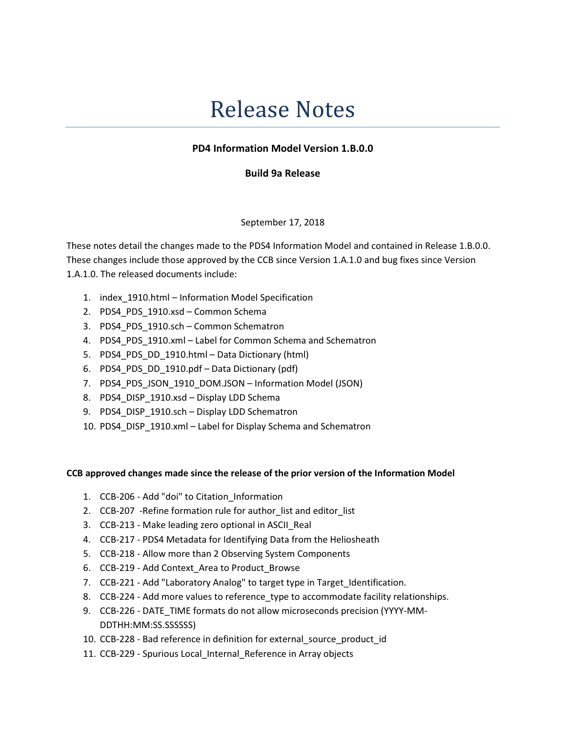# Release Notes

**PD4 Information Model Version 1.B.0.0**

**Build 9a Release**

September 17, 2018

These notes detail the changes made to the PDS4 Information Model and contained in Release 1.B.0.0. These changes include those approved by the CCB since Version 1.A.1.0 and bug fixes since Version 1.A.1.0. The released documents include:

1. index_1910.html – Information Model Specification
2. PDS4_PDS_1910.xsd – Common Schema
3. PDS4_PDS_1910.sch – Common Schematron
4. PDS4_PDS_1910.xml – Label for Common Schema and Schematron
5. PDS4_PDS_DD_1910.html – Data Dictionary (html)
6. PDS4_PDS_DD_1910.pdf – Data Dictionary (pdf)
7. PDS4_PDS_JSON_1910_DOM.JSON – Information Model (JSON)
8. PDS4_DISP_1910.xsd – Display LDD Schema
9. PDS4_DISP_1910.sch – Display LDD Schematron
10. PDS4_DISP_1910.xml – Label for Display Schema and Schematron

**CCB approved changes made since the release of the prior version of the Information Model**

1. CCB-206 - Add "doi" to Citation_Information
2. CCB-207 -Refine formation rule for author_list and editor_list
3. CCB-213 - Make leading zero optional in ASCII_Real
4. CCB-217 - PDS4 Metadata for Identifying Data from the Heliosheath
5. CCB-218 - Allow more than 2 Observing System Components
6. CCB-219 - Add Context_Area to Product_Browse
7. CCB-221 - Add "Laboratory Analog" to target type in Target_Identification.
8. CCB-224 - Add more values to reference_type to accommodate facility relationships.
9. CCB-226 - DATE_TIME formats do not allow microseconds precision (YYYY-MM-DDTHH:MM:SS.SSSSSS)
10. CCB-228 - Bad reference in definition for external_source_product_id
11. CCB-229 - Spurious Local_Internal_Reference in Array objects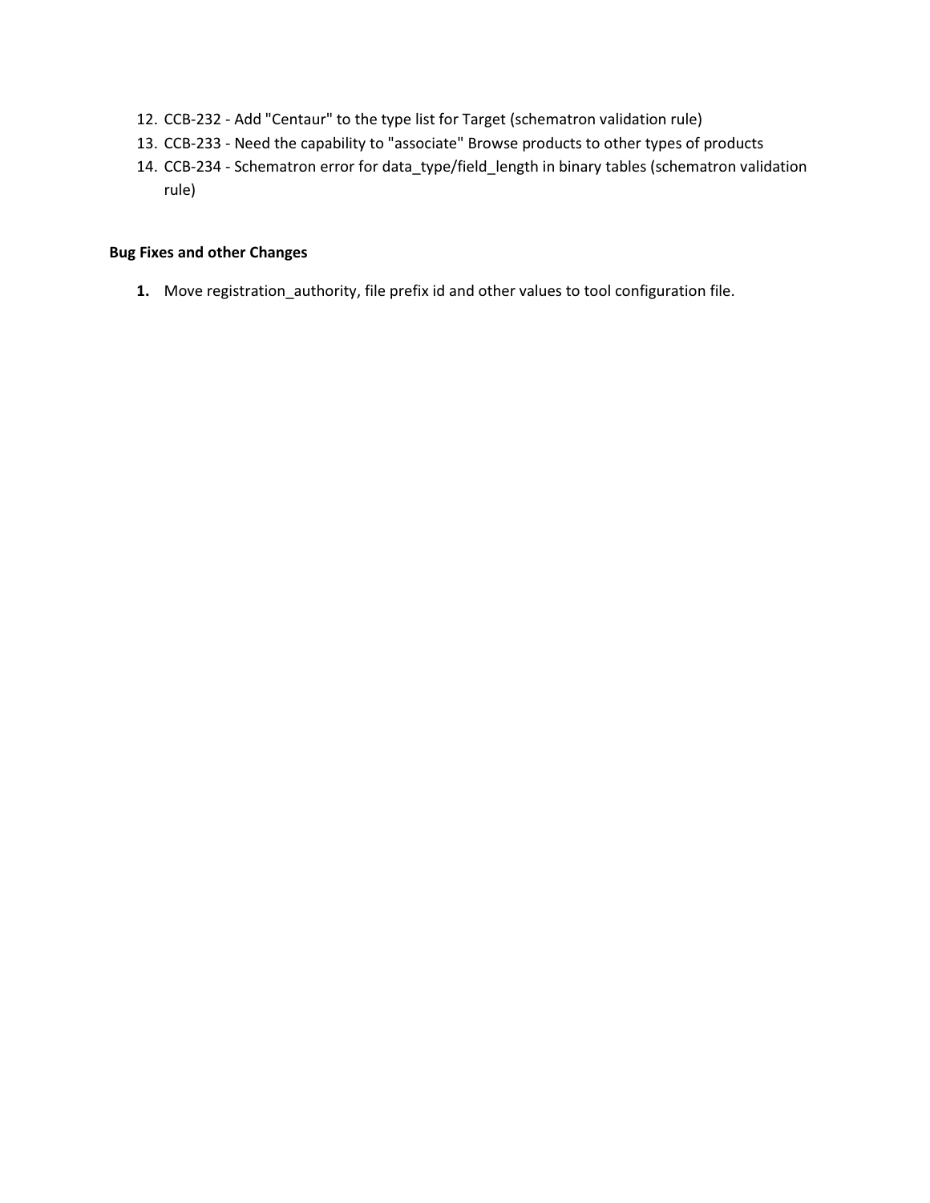12. CCB-232 - Add "Centaur" to the type list for Target (schematron validation rule)
13. CCB-233 - Need the capability to "associate" Browse products to other types of products
14. CCB-234 - Schematron error for data_type/field_length in binary tables (schematron validation rule)

**Bug Fixes and other Changes**

1. Move registration_authority, file prefix id and other values to tool configuration file.